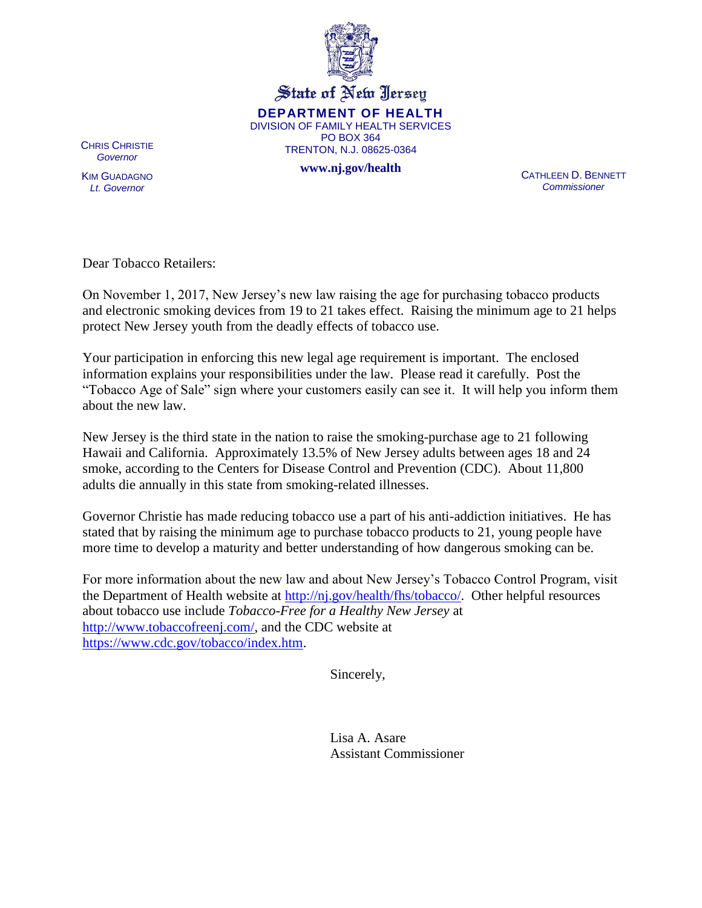State of New Jersey

**DEPARTMENT OF HEALTH**

DIVISION OF FAMILY HEALTH SERVICES

PO BOX 364

TRENTON, N.J. 08625-0364

**www.nj.gov/health**

CHRIS CHRISTIE
*Governor*

KIM GUADAGNO
*Lt. Governor*

CATHLEEN D. BENNETT
*Commissioner*

Dear Tobacco Retailers:

On November 1, 2017, New Jersey's new law raising the age for purchasing tobacco products and electronic smoking devices from 19 to 21 takes effect. Raising the minimum age to 21 helps protect New Jersey youth from the deadly effects of tobacco use.

Your participation in enforcing this new legal age requirement is important. The enclosed information explains your responsibilities under the law. Please read it carefully. Post the "Tobacco Age of Sale" sign where your customers easily can see it. It will help you inform them about the new law.

New Jersey is the third state in the nation to raise the smoking-purchase age to 21 following Hawaii and California. Approximately 13.5% of New Jersey adults between ages 18 and 24 smoke, according to the Centers for Disease Control and Prevention (CDC). About 11,800 adults die annually in this state from smoking-related illnesses.

Governor Christie has made reducing tobacco use a part of his anti-addiction initiatives. He has stated that by raising the minimum age to purchase tobacco products to 21, young people have more time to develop a maturity and better understanding of how dangerous smoking can be.

For more information about the new law and about New Jersey's Tobacco Control Program, visit the Department of Health website at http://nj.gov/health/fhs/tobacco/. Other helpful resources about tobacco use include *Tobacco-Free for a Healthy New Jersey* at http://www.tobaccofreenj.com/, and the CDC website at https://www.cdc.gov/tobacco/index.htm.

Sincerely,

Lisa A. Asare
Assistant Commissioner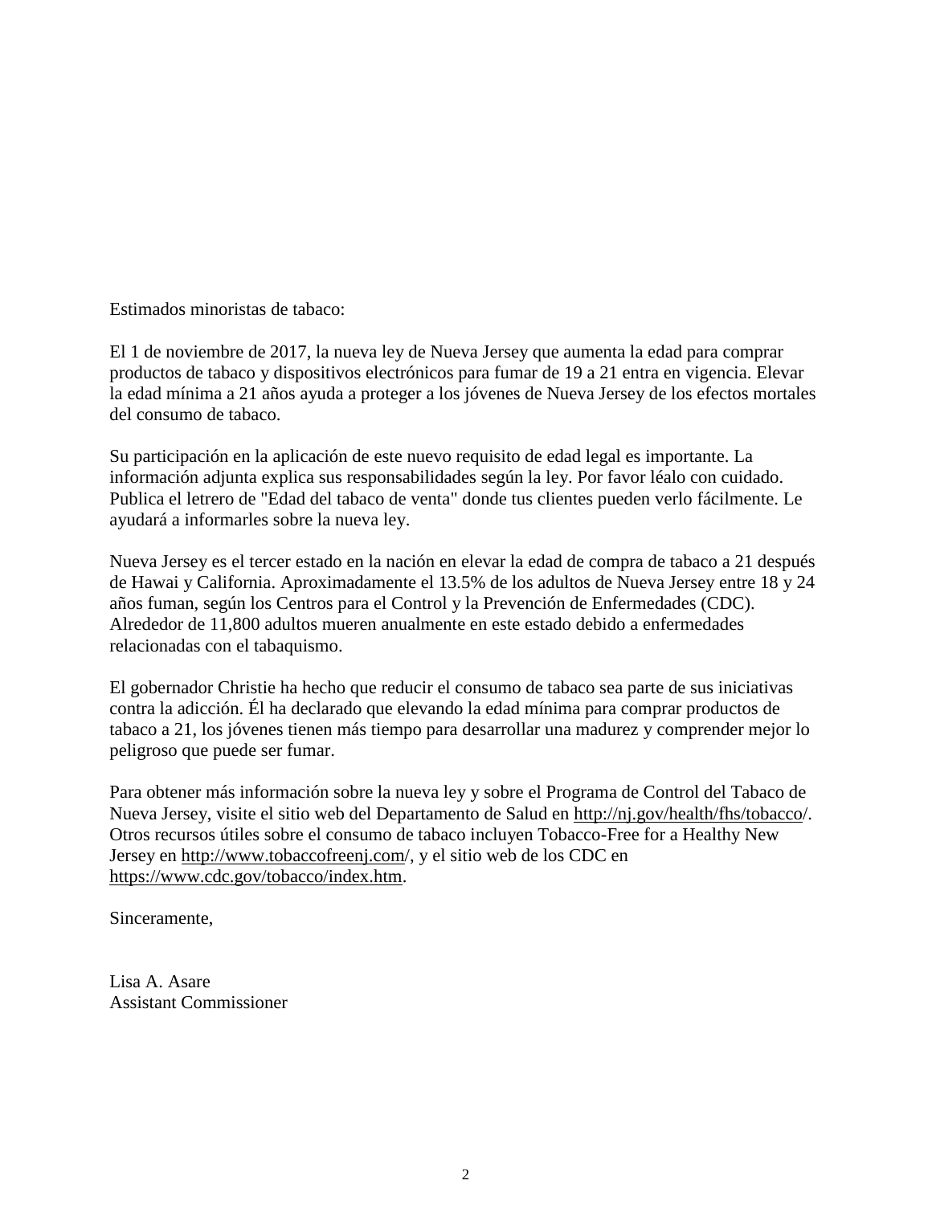Estimados minoristas de tabaco:

El 1 de noviembre de 2017, la nueva ley de Nueva Jersey que aumenta la edad para comprar productos de tabaco y dispositivos electrónicos para fumar de 19 a 21 entra en vigencia. Elevar la edad mínima a 21 años ayuda a proteger a los jóvenes de Nueva Jersey de los efectos mortales del consumo de tabaco.

Su participación en la aplicación de este nuevo requisito de edad legal es importante. La información adjunta explica sus responsabilidades según la ley. Por favor léalo con cuidado. Publica el letrero de "Edad del tabaco de venta" donde tus clientes pueden verlo fácilmente. Le ayudará a informarles sobre la nueva ley.

Nueva Jersey es el tercer estado en la nación en elevar la edad de compra de tabaco a 21 después de Hawai y California. Aproximadamente el 13.5% de los adultos de Nueva Jersey entre 18 y 24 años fuman, según los Centros para el Control y la Prevención de Enfermedades (CDC). Alrededor de 11,800 adultos mueren anualmente en este estado debido a enfermedades relacionadas con el tabaquismo.

El gobernador Christie ha hecho que reducir el consumo de tabaco sea parte de sus iniciativas contra la adicción. Él ha declarado que elevando la edad mínima para comprar productos de tabaco a 21, los jóvenes tienen más tiempo para desarrollar una madurez y comprender mejor lo peligroso que puede ser fumar.

Para obtener más información sobre la nueva ley y sobre el Programa de Control del Tabaco de Nueva Jersey, visite el sitio web del Departamento de Salud en http://nj.gov/health/fhs/tobacco/. Otros recursos útiles sobre el consumo de tabaco incluyen Tobacco-Free for a Healthy New Jersey en http://www.tobaccofreenj.com/, y el sitio web de los CDC en https://www.cdc.gov/tobacco/index.htm.

Sinceramente,

Lisa A. Asare
Assistant Commissioner